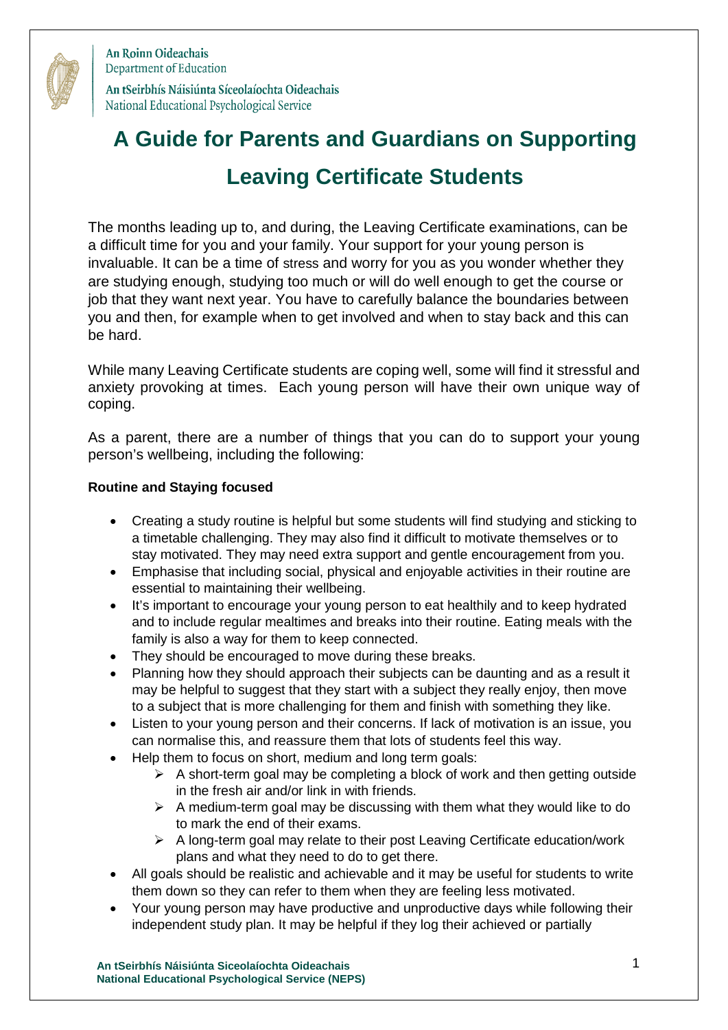An Roinn Oideachais
Department of Education

An tSeirbhís Náisiúnta Síceolaíochta Oideachais
National Educational Psychological Service

# A Guide for Parents and Guardians on Supporting Leaving Certificate Students

The months leading up to, and during, the Leaving Certificate examinations, can be a difficult time for you and your family. Your support for your young person is invaluable. It can be a time of stress and worry for you as you wonder whether they are studying enough, studying too much or will do well enough to get the course or job that they want next year. You have to carefully balance the boundaries between you and then, for example when to get involved and when to stay back and this can be hard.

While many Leaving Certificate students are coping well, some will find it stressful and anxiety provoking at times. Each young person will have their own unique way of coping.

As a parent, there are a number of things that you can do to support your young person's wellbeing, including the following:

**Routine and Staying focused**

- Creating a study routine is helpful but some students will find studying and sticking to a timetable challenging. They may also find it difficult to motivate themselves or to stay motivated. They may need extra support and gentle encouragement from you.
- Emphasise that including social, physical and enjoyable activities in their routine are essential to maintaining their wellbeing.
- It's important to encourage your young person to eat healthily and to keep hydrated and to include regular mealtimes and breaks into their routine. Eating meals with the family is also a way for them to keep connected.
- They should be encouraged to move during these breaks.
- Planning how they should approach their subjects can be daunting and as a result it may be helpful to suggest that they start with a subject they really enjoy, then move to a subject that is more challenging for them and finish with something they like.
- Listen to your young person and their concerns. If lack of motivation is an issue, you can normalise this, and reassure them that lots of students feel this way.
- Help them to focus on short, medium and long term goals:
  - A short-term goal may be completing a block of work and then getting outside in the fresh air and/or link in with friends.
  - A medium-term goal may be discussing with them what they would like to do to mark the end of their exams.
  - A long-term goal may relate to their post Leaving Certificate education/work plans and what they need to do to get there.
- All goals should be realistic and achievable and it may be useful for students to write them down so they can refer to them when they are feeling less motivated.
- Your young person may have productive and unproductive days while following their independent study plan. It may be helpful if they log their achieved or partially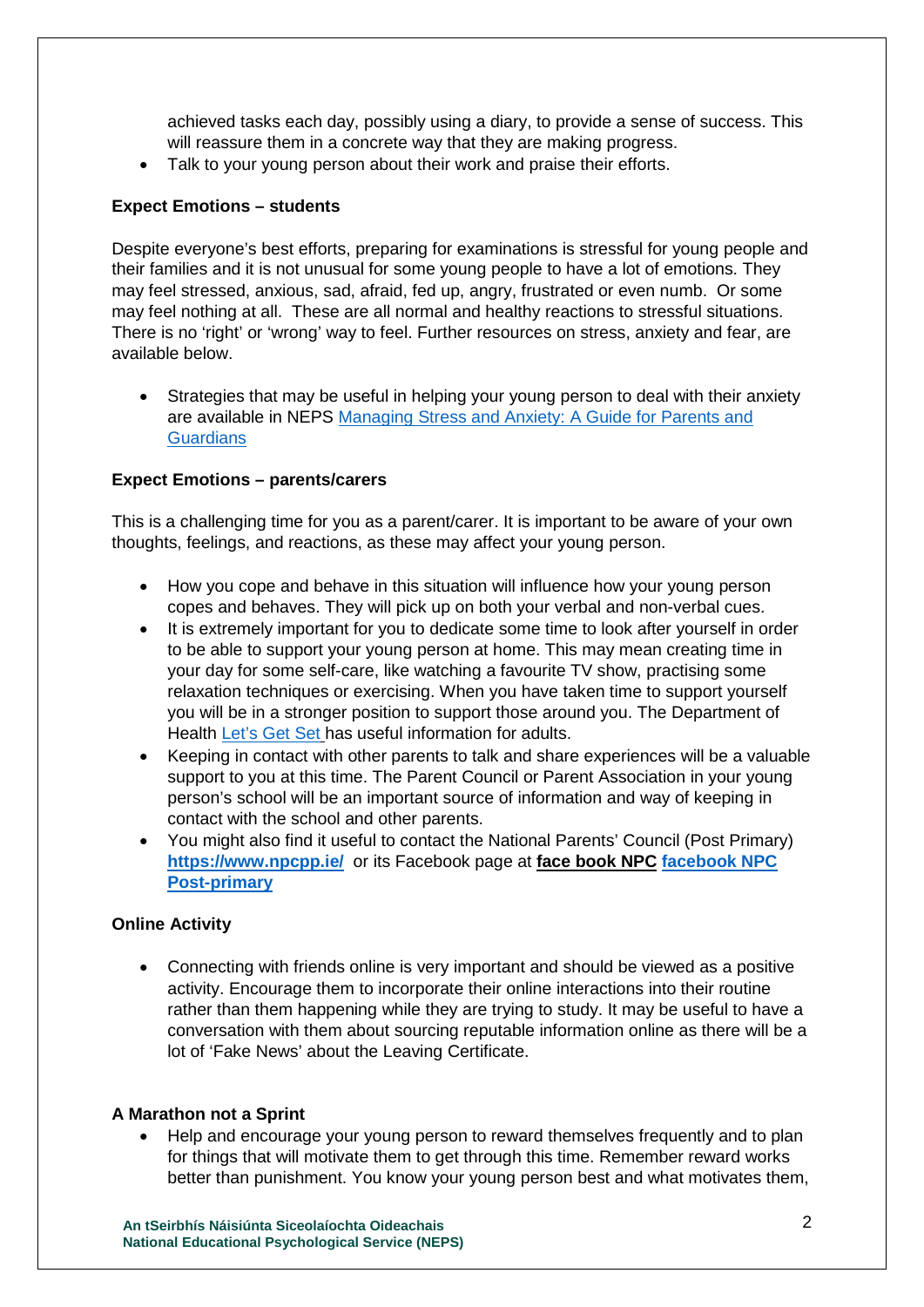achieved tasks each day, possibly using a diary, to provide a sense of success. This will reassure them in a concrete way that they are making progress.

- Talk to your young person about their work and praise their efforts.

**Expect Emotions – students**

Despite everyone's best efforts, preparing for examinations is stressful for young people and their families and it is not unusual for some young people to have a lot of emotions. They may feel stressed, anxious, sad, afraid, fed up, angry, frustrated or even numb. Or some may feel nothing at all. These are all normal and healthy reactions to stressful situations. There is no 'right' or 'wrong' way to feel. Further resources on stress, anxiety and fear, are available below.

- Strategies that may be useful in helping your young person to deal with their anxiety are available in NEPS Managing Stress and Anxiety: A Guide for Parents and Guardians

**Expect Emotions – parents/carers**

This is a challenging time for you as a parent/carer. It is important to be aware of your own thoughts, feelings, and reactions, as these may affect your young person.

- How you cope and behave in this situation will influence how your young person copes and behaves. They will pick up on both your verbal and non-verbal cues.
- It is extremely important for you to dedicate some time to look after yourself in order to be able to support your young person at home. This may mean creating time in your day for some self-care, like watching a favourite TV show, practising some relaxation techniques or exercising. When you have taken time to support yourself you will be in a stronger position to support those around you. The Department of Health Let's Get Set has useful information for adults.
- Keeping in contact with other parents to talk and share experiences will be a valuable support to you at this time. The Parent Council or Parent Association in your young person's school will be an important source of information and way of keeping in contact with the school and other parents.
- You might also find it useful to contact the National Parents' Council (Post Primary) **https://www.npcpp.ie/** or its Facebook page at **face book NPC** **facebook NPC Post-primary**

**Online Activity**

- Connecting with friends online is very important and should be viewed as a positive activity. Encourage them to incorporate their online interactions into their routine rather than them happening while they are trying to study. It may be useful to have a conversation with them about sourcing reputable information online as there will be a lot of 'Fake News' about the Leaving Certificate.

**A Marathon not a Sprint**

- Help and encourage your young person to reward themselves frequently and to plan for things that will motivate them to get through this time. Remember reward works better than punishment. You know your young person best and what motivates them,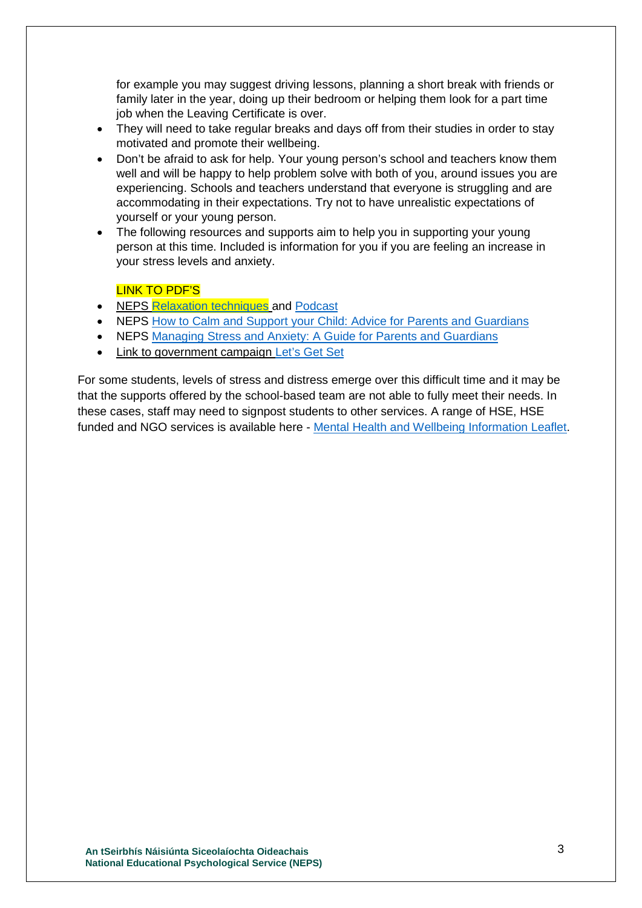for example you may suggest driving lessons, planning a short break with friends or family later in the year, doing up their bedroom or helping them look for a part time job when the Leaving Certificate is over.

- They will need to take regular breaks and days off from their studies in order to stay motivated and promote their wellbeing.
- Don't be afraid to ask for help. Your young person's school and teachers know them well and will be happy to help problem solve with both of you, around issues you are experiencing. Schools and teachers understand that everyone is struggling and are accommodating in their expectations. Try not to have unrealistic expectations of yourself or your young person.
- The following resources and supports aim to help you in supporting your young person at this time. Included is information for you if you are feeling an increase in your stress levels and anxiety.

LINK TO PDF'S

- NEPS Relaxation techniques and Podcast
- NEPS How to Calm and Support your Child: Advice for Parents and Guardians
- NEPS Managing Stress and Anxiety: A Guide for Parents and Guardians
- Link to government campaign Let's Get Set

For some students, levels of stress and distress emerge over this difficult time and it may be that the supports offered by the school-based team are not able to fully meet their needs. In these cases, staff may need to signpost students to other services. A range of HSE, HSE funded and NGO services is available here - Mental Health and Wellbeing Information Leaflet.